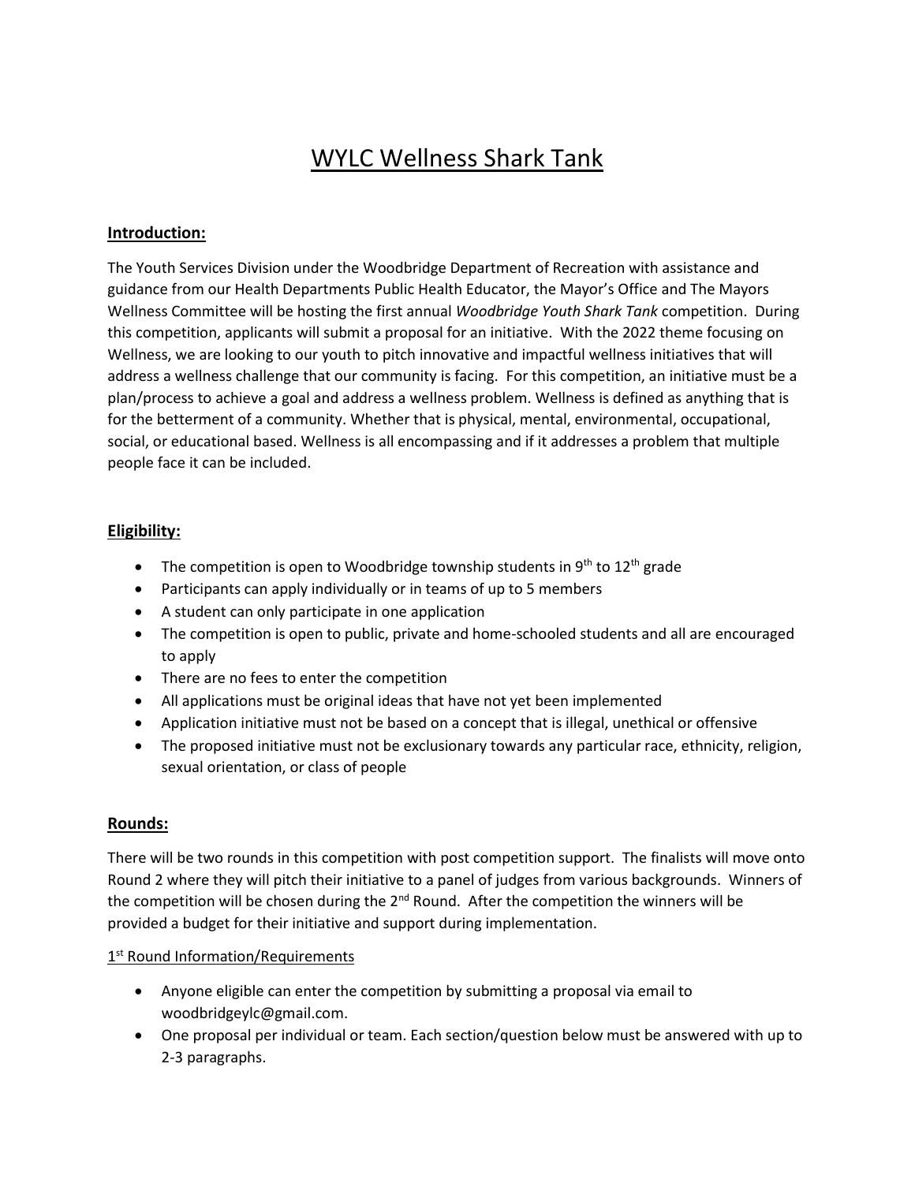# WYLC Wellness Shark Tank

## Introduction:

The Youth Services Division under the Woodbridge Department of Recreation with assistance and guidance from our Health Departments Public Health Educator, the Mayor's Office and The Mayors Wellness Committee will be hosting the first annual *Woodbridge Youth Shark Tank* competition. During this competition, applicants will submit a proposal for an initiative. With the 2022 theme focusing on Wellness, we are looking to our youth to pitch innovative and impactful wellness initiatives that will address a wellness challenge that our community is facing. For this competition, an initiative must be a plan/process to achieve a goal and address a wellness problem. Wellness is defined as anything that is for the betterment of a community. Whether that is physical, mental, environmental, occupational, social, or educational based. Wellness is all encompassing and if it addresses a problem that multiple people face it can be included.

## Eligibility:

- The competition is open to Woodbridge township students in 9th to 12th grade
- Participants can apply individually or in teams of up to 5 members
- A student can only participate in one application
- The competition is open to public, private and home-schooled students and all are encouraged to apply
- There are no fees to enter the competition
- All applications must be original ideas that have not yet been implemented
- Application initiative must not be based on a concept that is illegal, unethical or offensive
- The proposed initiative must not be exclusionary towards any particular race, ethnicity, religion, sexual orientation, or class of people

## Rounds:

There will be two rounds in this competition with post competition support. The finalists will move onto Round 2 where they will pitch their initiative to a panel of judges from various backgrounds. Winners of the competition will be chosen during the 2nd Round. After the competition the winners will be provided a budget for their initiative and support during implementation.

### 1st Round Information/Requirements

- Anyone eligible can enter the competition by submitting a proposal via email to woodbridgeylc@gmail.com.
- One proposal per individual or team. Each section/question below must be answered with up to 2-3 paragraphs.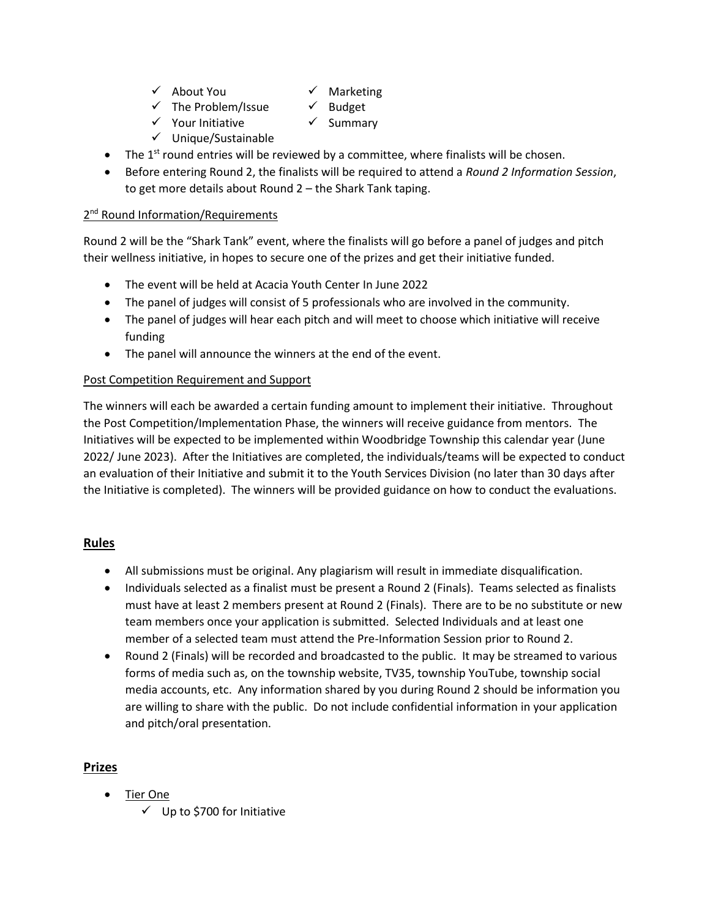- ✓ About You
- ✓ The Problem/Issue
- ✓ Your Initiative
- ✓ Unique/Sustainable
- ✓ Marketing
- ✓ Budget
- ✓ Summary

- The 1st round entries will be reviewed by a committee, where finalists will be chosen.
- Before entering Round 2, the finalists will be required to attend a *Round 2 Information Session*, to get more details about Round 2 – the Shark Tank taping.

<u>2nd Round Information/Requirements</u>

Round 2 will be the "Shark Tank" event, where the finalists will go before a panel of judges and pitch their wellness initiative, in hopes to secure one of the prizes and get their initiative funded.

- The event will be held at Acacia Youth Center In June 2022
- The panel of judges will consist of 5 professionals who are involved in the community.
- The panel of judges will hear each pitch and will meet to choose which initiative will receive funding
- The panel will announce the winners at the end of the event.

<u>Post Competition Requirement and Support</u>

The winners will each be awarded a certain funding amount to implement their initiative. Throughout the Post Competition/Implementation Phase, the winners will receive guidance from mentors. The Initiatives will be expected to be implemented within Woodbridge Township this calendar year (June 2022/ June 2023). After the Initiatives are completed, the individuals/teams will be expected to conduct an evaluation of their Initiative and submit it to the Youth Services Division (no later than 30 days after the Initiative is completed). The winners will be provided guidance on how to conduct the evaluations.

## Rules

- All submissions must be original. Any plagiarism will result in immediate disqualification.
- Individuals selected as a finalist must be present a Round 2 (Finals). Teams selected as finalists must have at least 2 members present at Round 2 (Finals). There are to be no substitute or new team members once your application is submitted. Selected Individuals and at least one member of a selected team must attend the Pre-Information Session prior to Round 2.
- Round 2 (Finals) will be recorded and broadcasted to the public. It may be streamed to various forms of media such as, on the township website, TV35, township YouTube, township social media accounts, etc. Any information shared by you during Round 2 should be information you are willing to share with the public. Do not include confidential information in your application and pitch/oral presentation.

## Prizes

- <u>Tier One</u>
  - ✓ Up to $700 for Initiative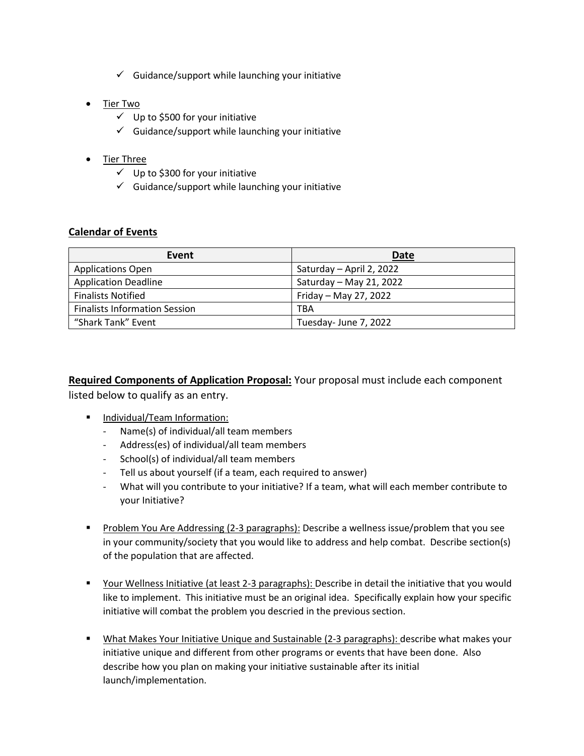- ✓ Guidance/support while launching your initiative

- <u>Tier Two</u>
  - ✓ Up to $500 for your initiative
  - ✓ Guidance/support while launching your initiative

- <u>Tier Three</u>
  - ✓ Up to $300 for your initiative
  - ✓ Guidance/support while launching your initiative

**<u>Calendar of Events</u>**

| Event | Date |
|---|---|
| Applications Open | Saturday – April 2, 2022 |
| Application Deadline | Saturday – May 21, 2022 |
| Finalists Notified | Friday – May 27, 2022 |
| Finalists Information Session | TBA |
| "Shark Tank" Event | Tuesday- June 7, 2022 |

**<u>Required Components of Application Proposal:</u>** Your proposal must include each component listed below to qualify as an entry.

- <u>Individual/Team Information:</u>
  - Name(s) of individual/all team members
  - Address(es) of individual/all team members
  - School(s) of individual/all team members
  - Tell us about yourself (if a team, each required to answer)
  - What will you contribute to your initiative? If a team, what will each member contribute to your Initiative?

- <u>Problem You Are Addressing (2-3 paragraphs):</u> Describe a wellness issue/problem that you see in your community/society that you would like to address and help combat. Describe section(s) of the population that are affected.

- <u>Your Wellness Initiative (at least 2-3 paragraphs):</u> Describe in detail the initiative that you would like to implement. This initiative must be an original idea. Specifically explain how your specific initiative will combat the problem you descried in the previous section.

- <u>What Makes Your Initiative Unique and Sustainable (2-3 paragraphs):</u> describe what makes your initiative unique and different from other programs or events that have been done. Also describe how you plan on making your initiative sustainable after its initial launch/implementation.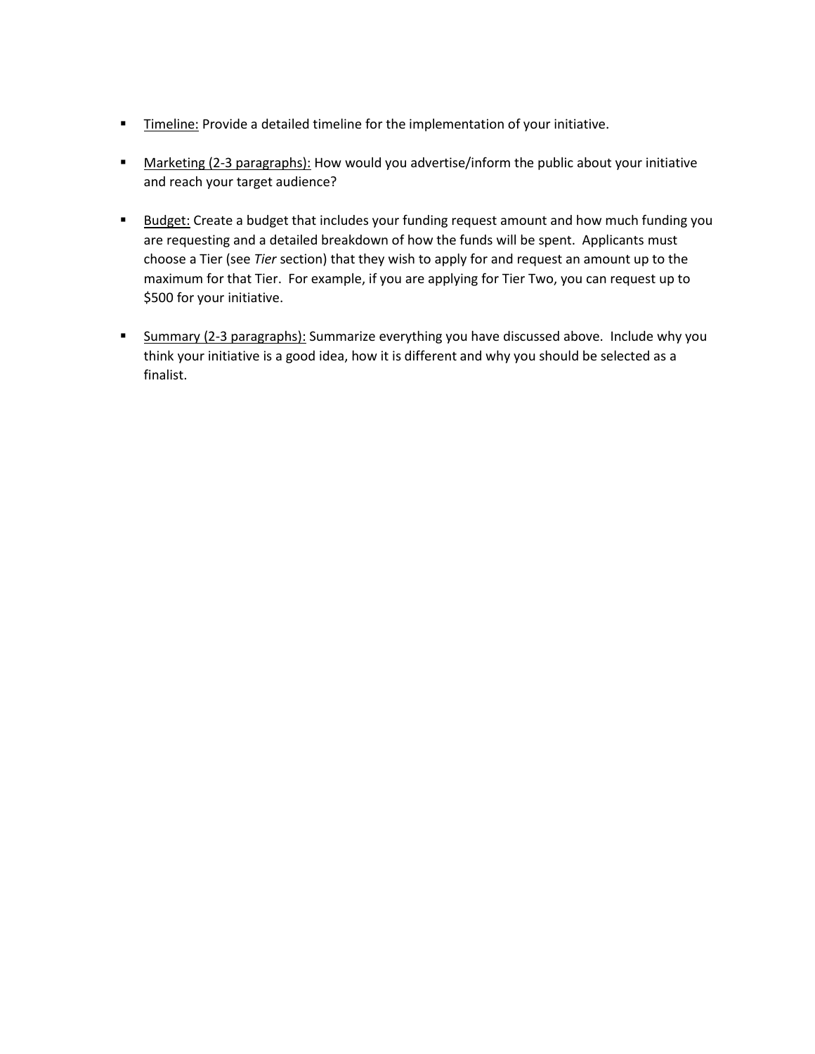- Timeline: Provide a detailed timeline for the implementation of your initiative.

- Marketing (2-3 paragraphs): How would you advertise/inform the public about your initiative and reach your target audience?

- Budget: Create a budget that includes your funding request amount and how much funding you are requesting and a detailed breakdown of how the funds will be spent. Applicants must choose a Tier (see *Tier* section) that they wish to apply for and request an amount up to the maximum for that Tier. For example, if you are applying for Tier Two, you can request up to $500 for your initiative.

- Summary (2-3 paragraphs): Summarize everything you have discussed above. Include why you think your initiative is a good idea, how it is different and why you should be selected as a finalist.